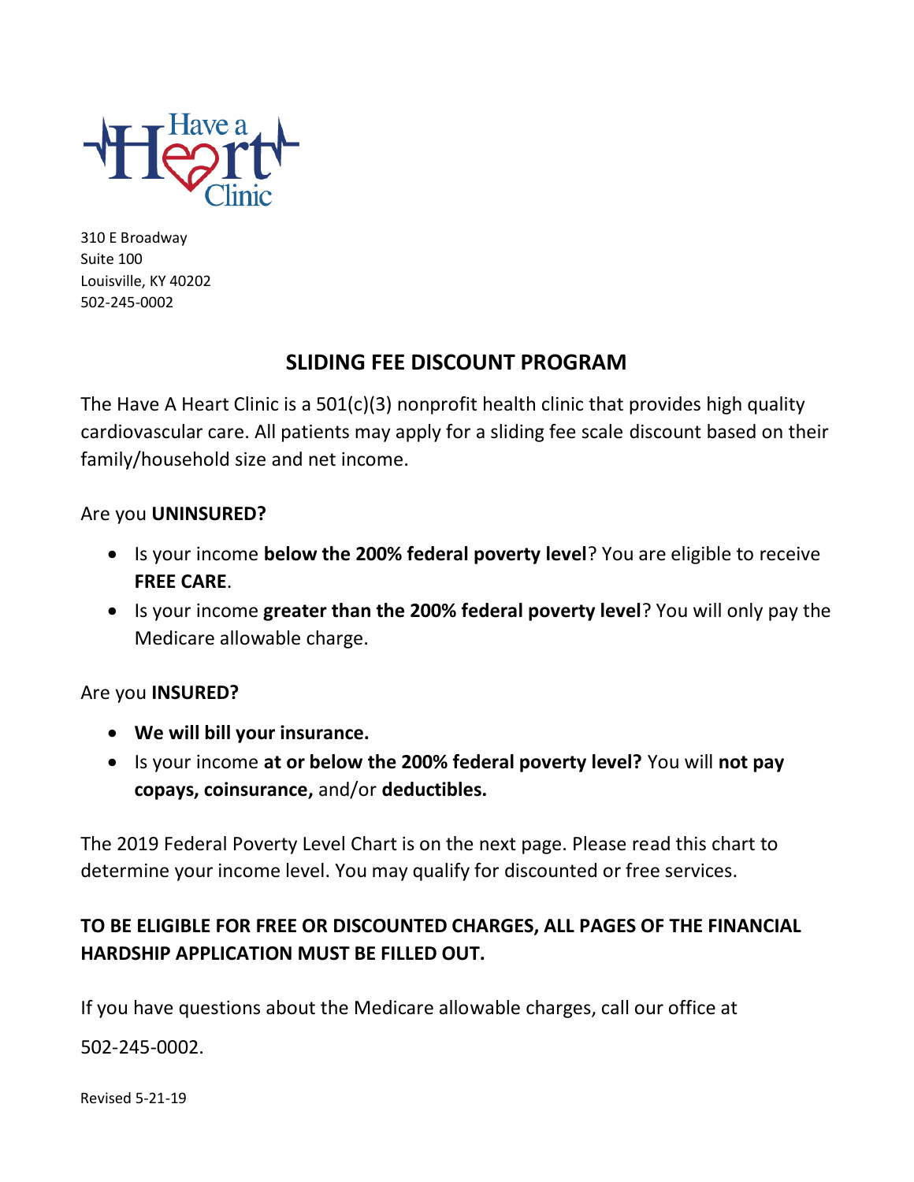Have a Heart Clinic

310 E Broadway
Suite 100
Louisville, KY 40202
502-245-0002

## SLIDING FEE DISCOUNT PROGRAM

The Have A Heart Clinic is a 501(c)(3) nonprofit health clinic that provides high quality cardiovascular care. All patients may apply for a sliding fee scale discount based on their family/household size and net income.

Are you **UNINSURED?**

- Is your income **below the 200% federal poverty level**? You are eligible to receive **FREE CARE**.
- Is your income **greater than the 200% federal poverty level**? You will only pay the Medicare allowable charge.

Are you **INSURED?**

- **We will bill your insurance.**
- Is your income **at or below the 200% federal poverty level?** You will **not pay copays, coinsurance,** and/or **deductibles.**

The 2019 Federal Poverty Level Chart is on the next page. Please read this chart to determine your income level. You may qualify for discounted or free services.

**TO BE ELIGIBLE FOR FREE OR DISCOUNTED CHARGES, ALL PAGES OF THE FINANCIAL HARDSHIP APPLICATION MUST BE FILLED OUT.**

If you have questions about the Medicare allowable charges, call our office at

502-245-0002.

Revised 5-21-19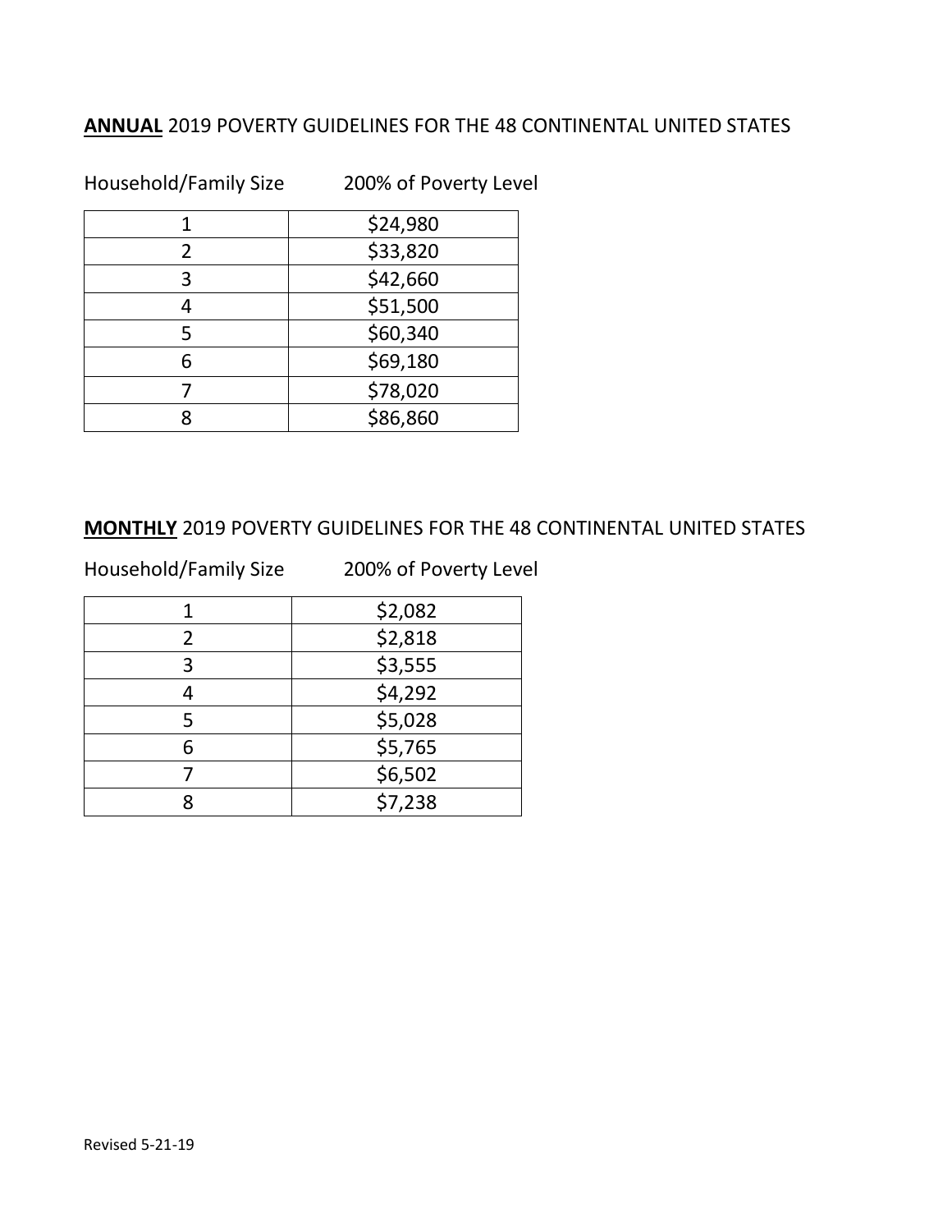**ANNUAL** 2019 POVERTY GUIDELINES FOR THE 48 CONTINENTAL UNITED STATES

| Household/Family Size | 200% of Poverty Level |
|---|---|
| 1 | $24,980 |
| 2 | $33,820 |
| 3 | $42,660 |
| 4 | $51,500 |
| 5 | $60,340 |
| 6 | $69,180 |
| 7 | $78,020 |
| 8 | $86,860 |

**MONTHLY** 2019 POVERTY GUIDELINES FOR THE 48 CONTINENTAL UNITED STATES

| Household/Family Size | 200% of Poverty Level |
|---|---|
| 1 | $2,082 |
| 2 | $2,818 |
| 3 | $3,555 |
| 4 | $4,292 |
| 5 | $5,028 |
| 6 | $5,765 |
| 7 | $6,502 |
| 8 | $7,238 |

Revised 5-21-19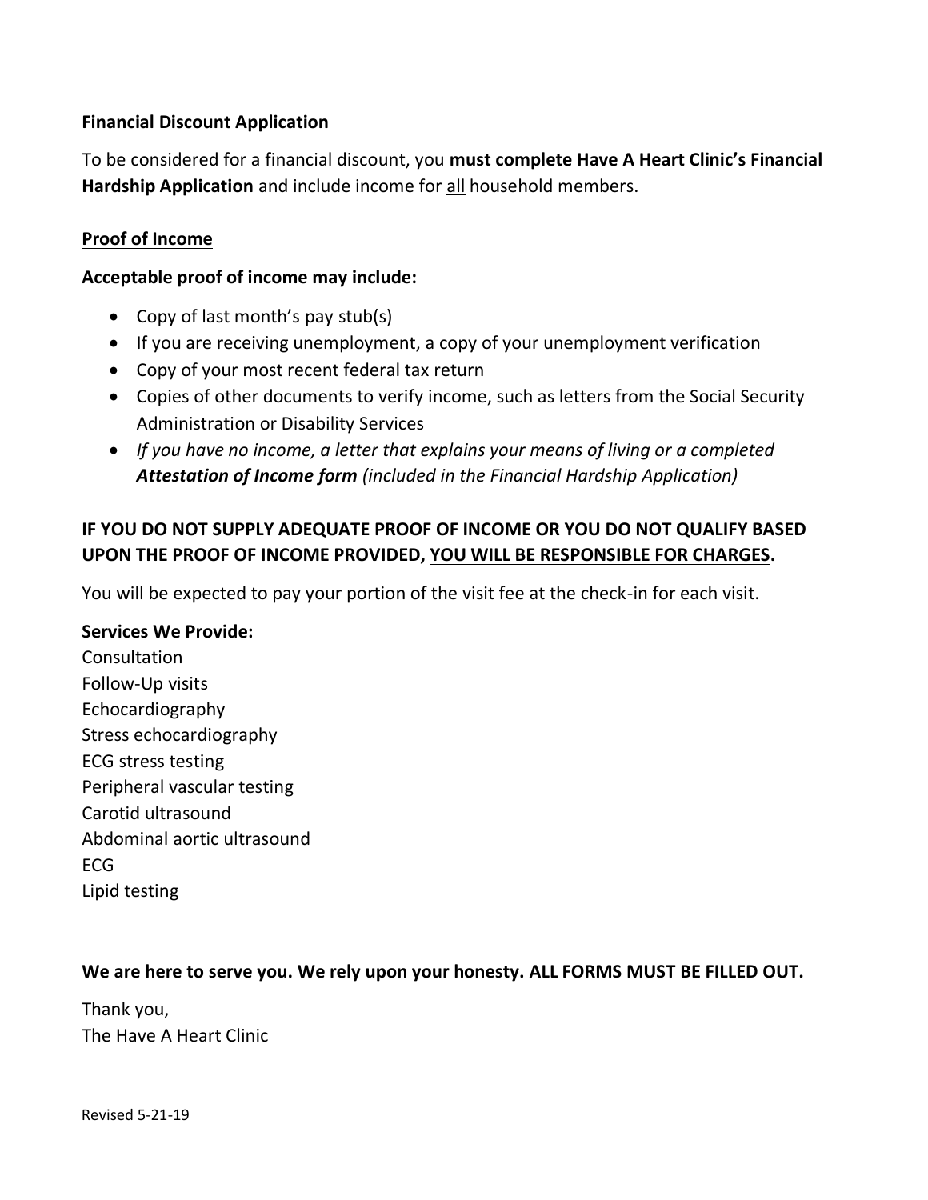**Financial Discount Application**

To be considered for a financial discount, you **must complete Have A Heart Clinic's Financial Hardship Application** and include income for <u>all</u> household members.

**<u>Proof of Income</u>**

**Acceptable proof of income may include:**

- Copy of last month's pay stub(s)
- If you are receiving unemployment, a copy of your unemployment verification
- Copy of your most recent federal tax return
- Copies of other documents to verify income, such as letters from the Social Security Administration or Disability Services
- *If you have no income, a letter that explains your means of living or a completed **Attestation of Income form** (included in the Financial Hardship Application)*

**IF YOU DO NOT SUPPLY ADEQUATE PROOF OF INCOME OR YOU DO NOT QUALIFY BASED UPON THE PROOF OF INCOME PROVIDED, <u>YOU WILL BE RESPONSIBLE FOR CHARGES</u>.**

You will be expected to pay your portion of the visit fee at the check-in for each visit.

**Services We Provide:**

Consultation
Follow-Up visits
Echocardiography
Stress echocardiography
ECG stress testing
Peripheral vascular testing
Carotid ultrasound
Abdominal aortic ultrasound
ECG
Lipid testing

**We are here to serve you. We rely upon your honesty. ALL FORMS MUST BE FILLED OUT.**

Thank you,
The Have A Heart Clinic

Revised 5-21-19